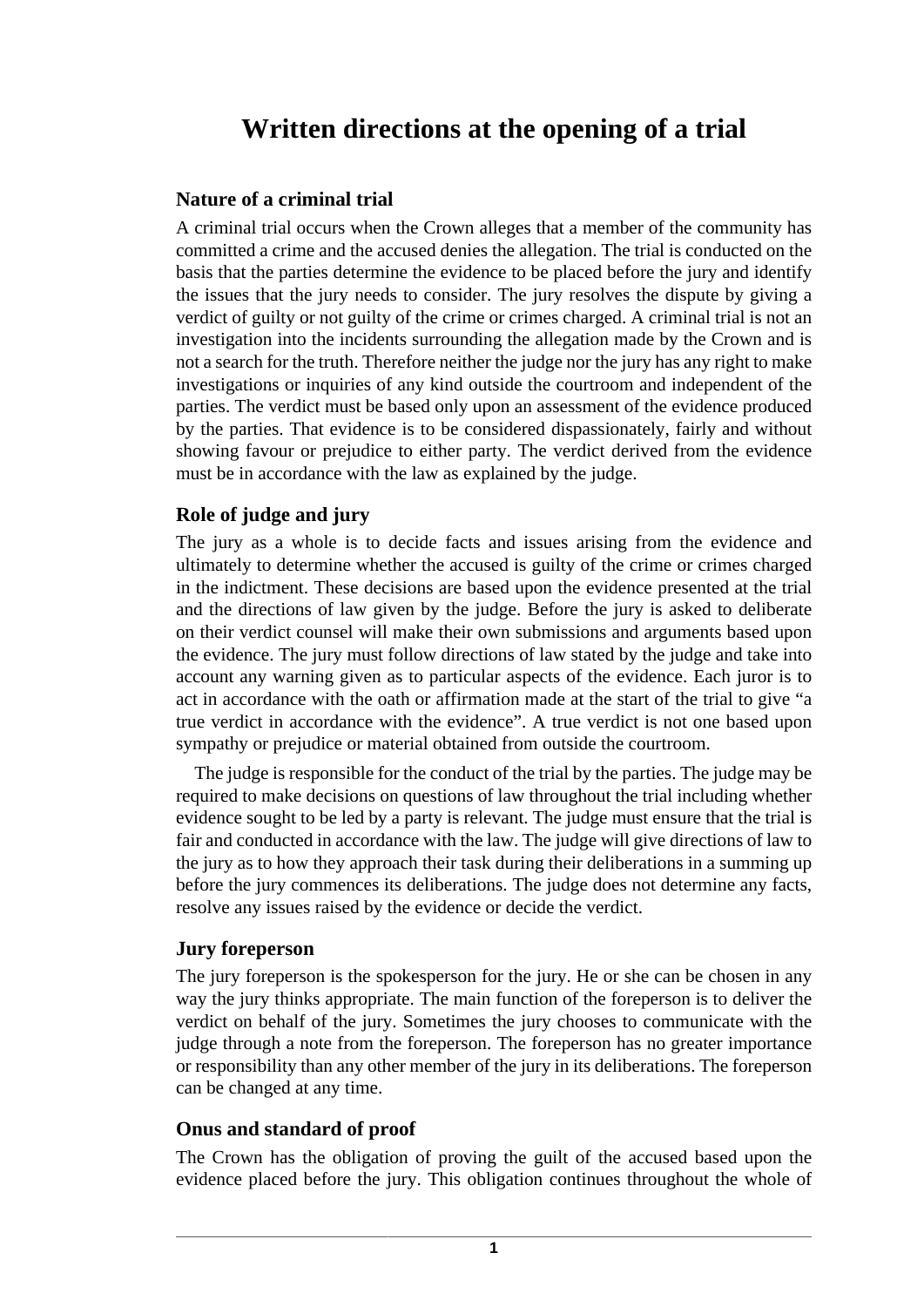# Written directions at the opening of a trial

## Nature of a criminal trial

A criminal trial occurs when the Crown alleges that a member of the community has committed a crime and the accused denies the allegation. The trial is conducted on the basis that the parties determine the evidence to be placed before the jury and identify the issues that the jury needs to consider. The jury resolves the dispute by giving a verdict of guilty or not guilty of the crime or crimes charged. A criminal trial is not an investigation into the incidents surrounding the allegation made by the Crown and is not a search for the truth. Therefore neither the judge nor the jury has any right to make investigations or inquiries of any kind outside the courtroom and independent of the parties. The verdict must be based only upon an assessment of the evidence produced by the parties. That evidence is to be considered dispassionately, fairly and without showing favour or prejudice to either party. The verdict derived from the evidence must be in accordance with the law as explained by the judge.

## Role of judge and jury

The jury as a whole is to decide facts and issues arising from the evidence and ultimately to determine whether the accused is guilty of the crime or crimes charged in the indictment. These decisions are based upon the evidence presented at the trial and the directions of law given by the judge. Before the jury is asked to deliberate on their verdict counsel will make their own submissions and arguments based upon the evidence. The jury must follow directions of law stated by the judge and take into account any warning given as to particular aspects of the evidence. Each juror is to act in accordance with the oath or affirmation made at the start of the trial to give "a true verdict in accordance with the evidence". A true verdict is not one based upon sympathy or prejudice or material obtained from outside the courtroom.

The judge is responsible for the conduct of the trial by the parties. The judge may be required to make decisions on questions of law throughout the trial including whether evidence sought to be led by a party is relevant. The judge must ensure that the trial is fair and conducted in accordance with the law. The judge will give directions of law to the jury as to how they approach their task during their deliberations in a summing up before the jury commences its deliberations. The judge does not determine any facts, resolve any issues raised by the evidence or decide the verdict.

## Jury foreperson

The jury foreperson is the spokesperson for the jury. He or she can be chosen in any way the jury thinks appropriate. The main function of the foreperson is to deliver the verdict on behalf of the jury. Sometimes the jury chooses to communicate with the judge through a note from the foreperson. The foreperson has no greater importance or responsibility than any other member of the jury in its deliberations. The foreperson can be changed at any time.

## Onus and standard of proof

The Crown has the obligation of proving the guilt of the accused based upon the evidence placed before the jury. This obligation continues throughout the whole of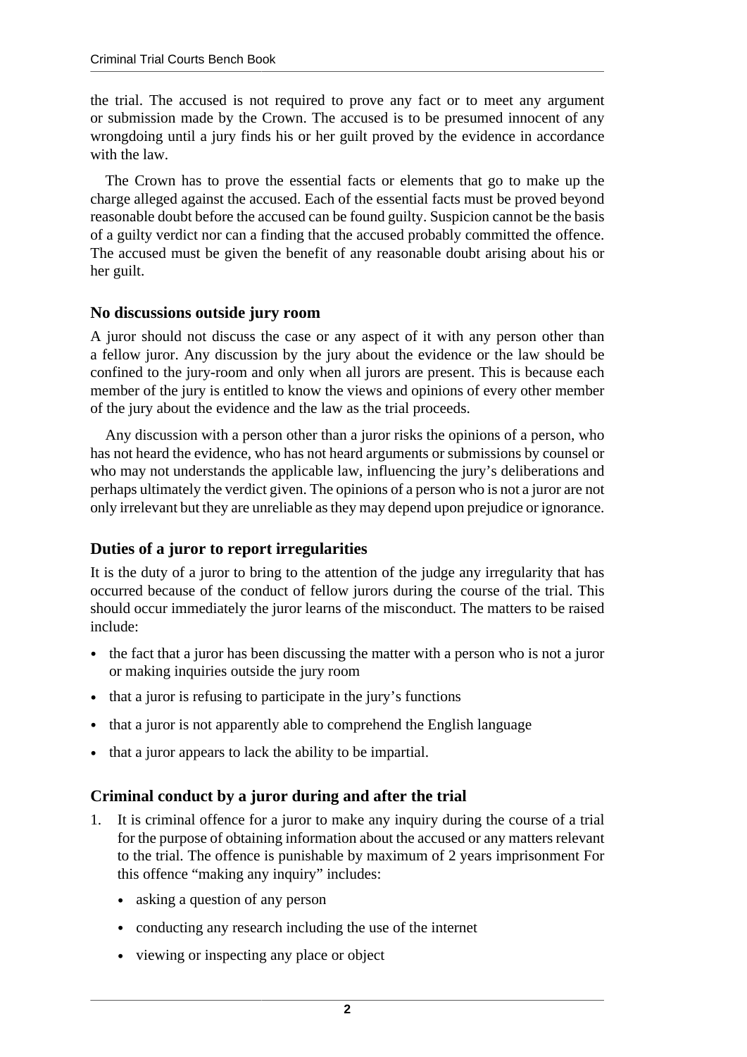the trial. The accused is not required to prove any fact or to meet any argument or submission made by the Crown. The accused is to be presumed innocent of any wrongdoing until a jury finds his or her guilt proved by the evidence in accordance with the law.

The Crown has to prove the essential facts or elements that go to make up the charge alleged against the accused. Each of the essential facts must be proved beyond reasonable doubt before the accused can be found guilty. Suspicion cannot be the basis of a guilty verdict nor can a finding that the accused probably committed the offence. The accused must be given the benefit of any reasonable doubt arising about his or her guilt.

### No discussions outside jury room

A juror should not discuss the case or any aspect of it with any person other than a fellow juror. Any discussion by the jury about the evidence or the law should be confined to the jury-room and only when all jurors are present. This is because each member of the jury is entitled to know the views and opinions of every other member of the jury about the evidence and the law as the trial proceeds.

Any discussion with a person other than a juror risks the opinions of a person, who has not heard the evidence, who has not heard arguments or submissions by counsel or who may not understands the applicable law, influencing the jury's deliberations and perhaps ultimately the verdict given. The opinions of a person who is not a juror are not only irrelevant but they are unreliable as they may depend upon prejudice or ignorance.

### Duties of a juror to report irregularities

It is the duty of a juror to bring to the attention of the judge any irregularity that has occurred because of the conduct of fellow jurors during the course of the trial. This should occur immediately the juror learns of the misconduct. The matters to be raised include:

- the fact that a juror has been discussing the matter with a person who is not a juror or making inquiries outside the jury room
- that a juror is refusing to participate in the jury's functions
- that a juror is not apparently able to comprehend the English language
- that a juror appears to lack the ability to be impartial.

### Criminal conduct by a juror during and after the trial

1. It is criminal offence for a juror to make any inquiry during the course of a trial for the purpose of obtaining information about the accused or any matters relevant to the trial. The offence is punishable by maximum of 2 years imprisonment For this offence "making any inquiry" includes:
   - asking a question of any person
   - conducting any research including the use of the internet
   - viewing or inspecting any place or object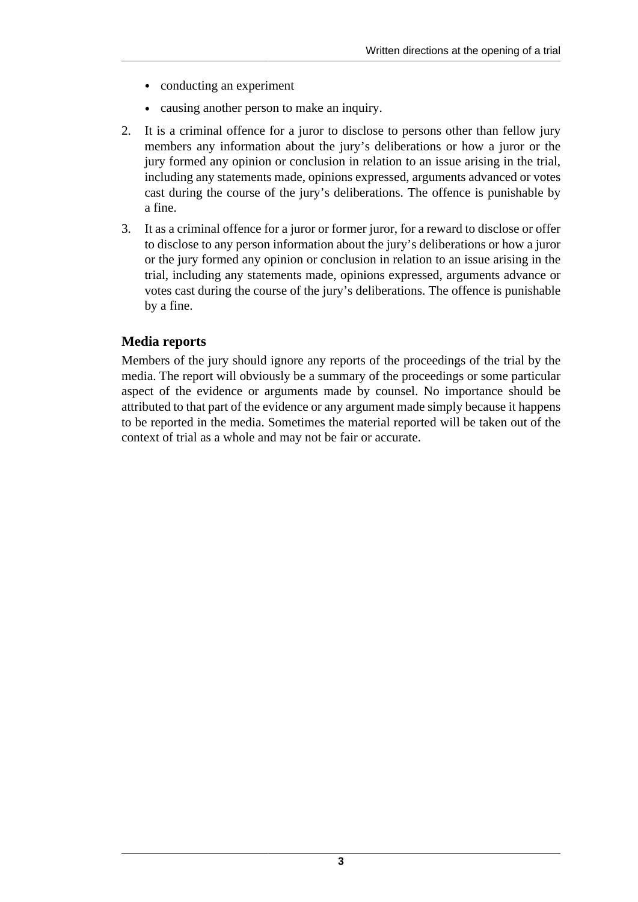- conducting an experiment
- causing another person to make an inquiry.

2. It is a criminal offence for a juror to disclose to persons other than fellow jury members any information about the jury's deliberations or how a juror or the jury formed any opinion or conclusion in relation to an issue arising in the trial, including any statements made, opinions expressed, arguments advanced or votes cast during the course of the jury's deliberations. The offence is punishable by a fine.
3. It as a criminal offence for a juror or former juror, for a reward to disclose or offer to disclose to any person information about the jury's deliberations or how a juror or the jury formed any opinion or conclusion in relation to an issue arising in the trial, including any statements made, opinions expressed, arguments advance or votes cast during the course of the jury's deliberations. The offence is punishable by a fine.

### Media reports

Members of the jury should ignore any reports of the proceedings of the trial by the media. The report will obviously be a summary of the proceedings or some particular aspect of the evidence or arguments made by counsel. No importance should be attributed to that part of the evidence or any argument made simply because it happens to be reported in the media. Sometimes the material reported will be taken out of the context of trial as a whole and may not be fair or accurate.